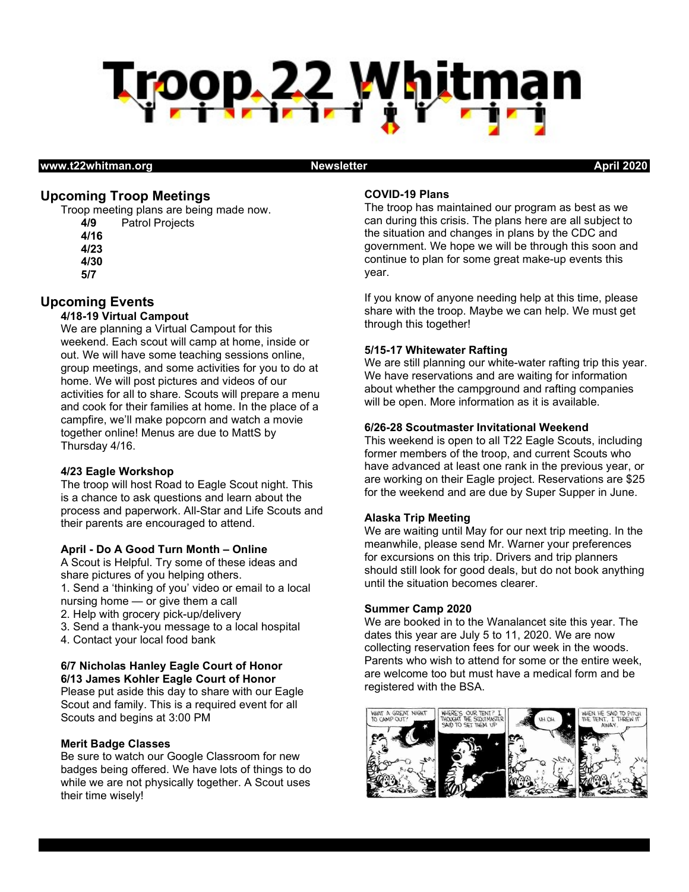# Troop 22 Whitman

**www.t22whitman.org** **Newsletter** **April 2020**

## Upcoming Troop Meetings

Troop meeting plans are being made now.

**4/9** Patrol Projects
**4/16**
**4/23**
**4/30**
**5/7**

## Upcoming Events

### 4/18-19 Virtual Campout

We are planning a Virtual Campout for this weekend. Each scout will camp at home, inside or out. We will have some teaching sessions online, group meetings, and some activities for you to do at home. We will post pictures and videos of our activities for all to share. Scouts will prepare a menu and cook for their families at home. In the place of a campfire, we'll make popcorn and watch a movie together online! Menus are due to MattS by Thursday 4/16.

### 4/23 Eagle Workshop

The troop will host Road to Eagle Scout night. This is a chance to ask questions and learn about the process and paperwork. All-Star and Life Scouts and their parents are encouraged to attend.

### April - Do A Good Turn Month – Online

A Scout is Helpful. Try some of these ideas and share pictures of you helping others.

1. Send a 'thinking of you' video or email to a local nursing home — or give them a call
2. Help with grocery pick-up/delivery
3. Send a thank-you message to a local hospital
4. Contact your local food bank

### 6/7 Nicholas Hanley Eagle Court of Honor
### 6/13 James Kohler Eagle Court of Honor

Please put aside this day to share with our Eagle Scout and family. This is a required event for all Scouts and begins at 3:00 PM

### Merit Badge Classes

Be sure to watch our Google Classroom for new badges being offered. We have lots of things to do while we are not physically together. A Scout uses their time wisely!

### COVID-19 Plans

The troop has maintained our program as best as we can during this crisis. The plans here are all subject to the situation and changes in plans by the CDC and government. We hope we will be through this soon and continue to plan for some great make-up events this year.

If you know of anyone needing help at this time, please share with the troop. Maybe we can help. We must get through this together!

### 5/15-17 Whitewater Rafting

We are still planning our white-water rafting trip this year. We have reservations and are waiting for information about whether the campground and rafting companies will be open. More information as it is available.

### 6/26-28 Scoutmaster Invitational Weekend

This weekend is open to all T22 Eagle Scouts, including former members of the troop, and current Scouts who have advanced at least one rank in the previous year, or are working on their Eagle project. Reservations are $25 for the weekend and are due by Super Supper in June.

### Alaska Trip Meeting

We are waiting until May for our next trip meeting. In the meanwhile, please send Mr. Warner your preferences for excursions on this trip. Drivers and trip planners should still look for good deals, but do not book anything until the situation becomes clearer.

### Summer Camp 2020

We are booked in to the Wanalancet site this year. The dates this year are July 5 to 11, 2020. We are now collecting reservation fees for our week in the woods. Parents who wish to attend for some or the entire week, are welcome too but must have a medical form and be registered with the BSA.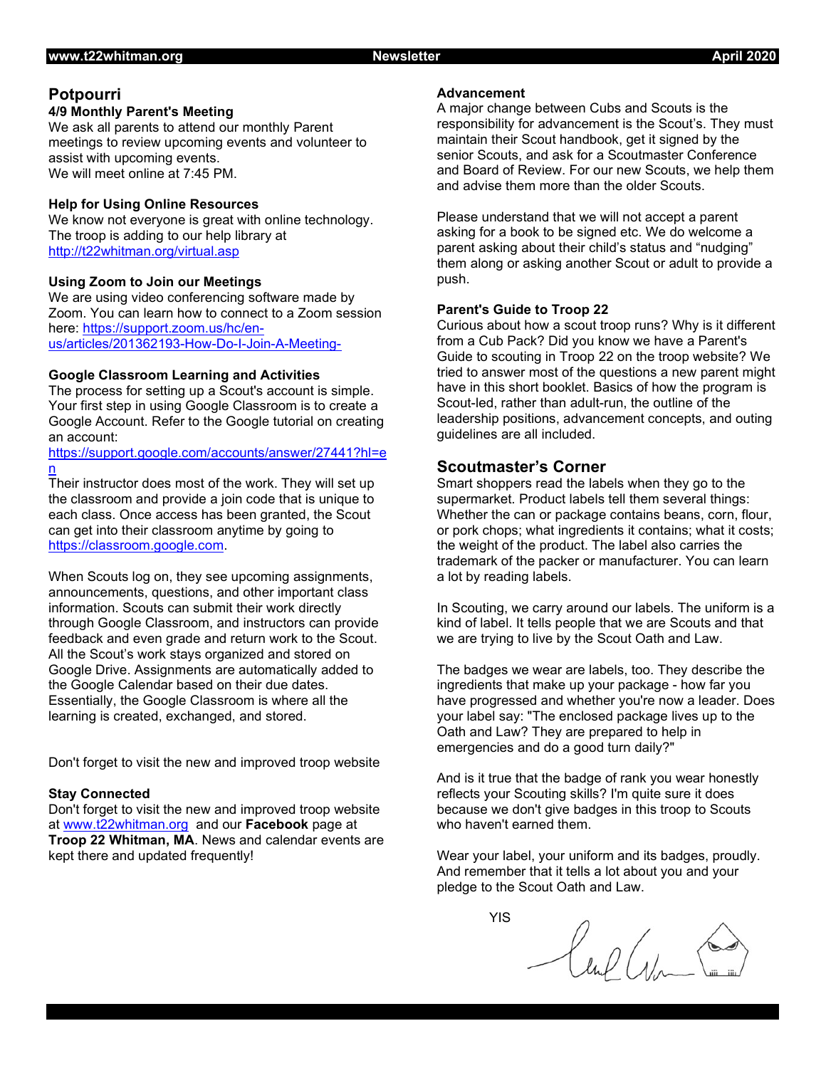## Potpourri

### 4/9 Monthly Parent's Meeting

We ask all parents to attend our monthly Parent meetings to review upcoming events and volunteer to assist with upcoming events.
We will meet online at 7:45 PM.

### Help for Using Online Resources

We know not everyone is great with online technology. The troop is adding to our help library at http://t22whitman.org/virtual.asp

### Using Zoom to Join our Meetings

We are using video conferencing software made by Zoom. You can learn how to connect to a Zoom session here: https://support.zoom.us/hc/en-us/articles/201362193-How-Do-I-Join-A-Meeting-

### Google Classroom Learning and Activities

The process for setting up a Scout's account is simple. Your first step in using Google Classroom is to create a Google Account. Refer to the Google tutorial on creating an account:
https://support.google.com/accounts/answer/27441?hl=en
Their instructor does most of the work. They will set up the classroom and provide a join code that is unique to each class. Once access has been granted, the Scout can get into their classroom anytime by going to https://classroom.google.com.

When Scouts log on, they see upcoming assignments, announcements, questions, and other important class information. Scouts can submit their work directly through Google Classroom, and instructors can provide feedback and even grade and return work to the Scout. All the Scout's work stays organized and stored on Google Drive. Assignments are automatically added to the Google Calendar based on their due dates. Essentially, the Google Classroom is where all the learning is created, exchanged, and stored.

Don't forget to visit the new and improved troop website

### Stay Connected

Don't forget to visit the new and improved troop website at www.t22whitman.org and our **Facebook** page at **Troop 22 Whitman, MA**. News and calendar events are kept there and updated frequently!

### Advancement

A major change between Cubs and Scouts is the responsibility for advancement is the Scout's. They must maintain their Scout handbook, get it signed by the senior Scouts, and ask for a Scoutmaster Conference and Board of Review. For our new Scouts, we help them and advise them more than the older Scouts.

Please understand that we will not accept a parent asking for a book to be signed etc. We do welcome a parent asking about their child's status and "nudging" them along or asking another Scout or adult to provide a push.

### Parent's Guide to Troop 22

Curious about how a scout troop runs? Why is it different from a Cub Pack? Did you know we have a Parent's Guide to scouting in Troop 22 on the troop website? We tried to answer most of the questions a new parent might have in this short booklet. Basics of how the program is Scout-led, rather than adult-run, the outline of the leadership positions, advancement concepts, and outing guidelines are all included.

## Scoutmaster's Corner

Smart shoppers read the labels when they go to the supermarket. Product labels tell them several things: Whether the can or package contains beans, corn, flour, or pork chops; what ingredients it contains; what it costs; the weight of the product. The label also carries the trademark of the packer or manufacturer. You can learn a lot by reading labels.

In Scouting, we carry around our labels. The uniform is a kind of label. It tells people that we are Scouts and that we are trying to live by the Scout Oath and Law.

The badges we wear are labels, too. They describe the ingredients that make up your package - how far you have progressed and whether you're now a leader. Does your label say: "The enclosed package lives up to the Oath and Law? They are prepared to help in emergencies and do a good turn daily?"

And is it true that the badge of rank you wear honestly reflects your Scouting skills? I'm quite sure it does because we don't give badges in this troop to Scouts who haven't earned them.

Wear your label, your uniform and its badges, proudly. And remember that it tells a lot about you and your pledge to the Scout Oath and Law.

YIS